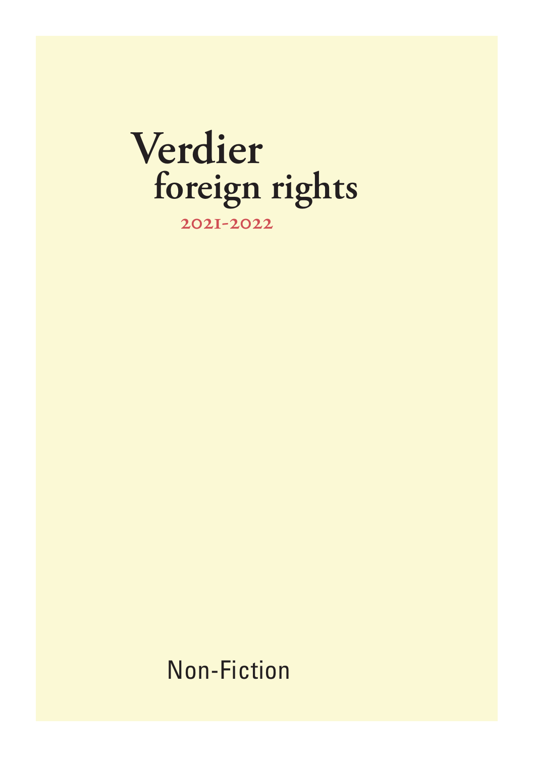# Verdier
## foreign rights

2021-2022

Non-Fiction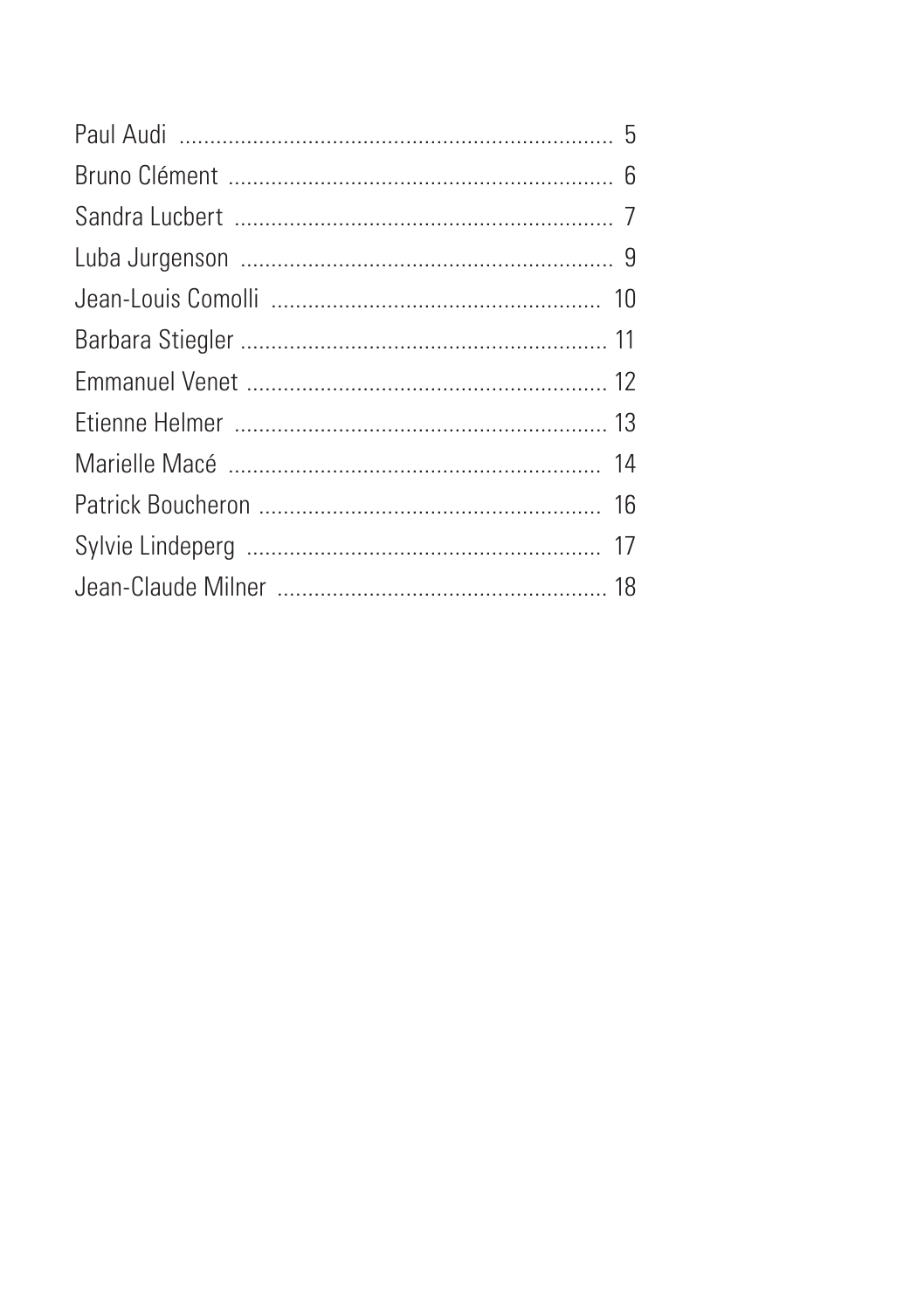Paul Audi ...................................................................... 5
Bruno Clément .............................................................. 6
Sandra Lucbert ............................................................. 7
Luba Jurgenson ............................................................ 9
Jean-Louis Comolli ...................................................... 10
Barbara Stiegler ........................................................... 11
Emmanuel Venet .......................................................... 12
Etienne Helmer ............................................................ 13
Marielle Macé ............................................................. 14
Patrick Boucheron ....................................................... 16
Sylvie Lindeperg ......................................................... 17
Jean-Claude Milner ..................................................... 18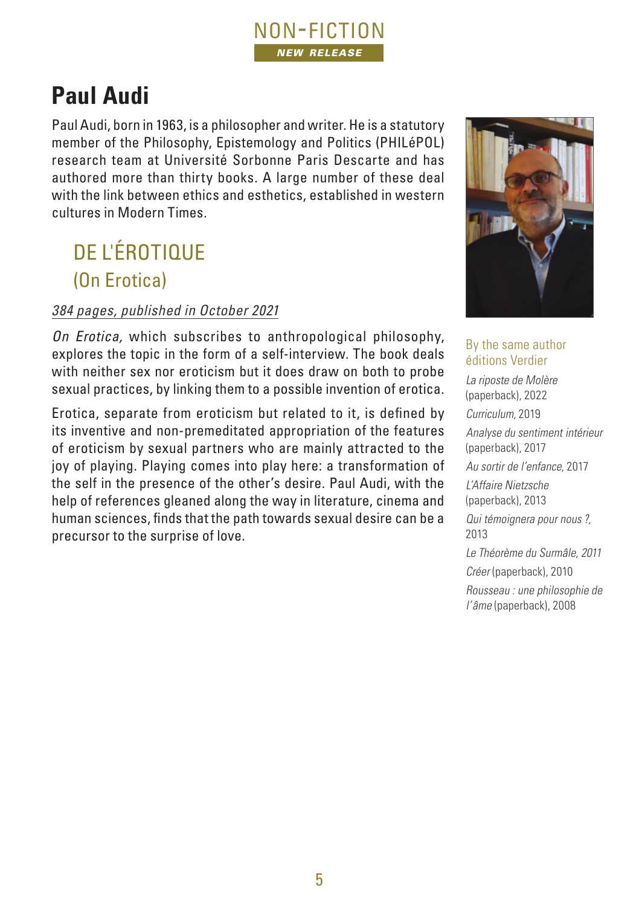NON-FICTION

**NEW RELEASE**

# Paul Audi

Paul Audi, born in 1963, is a philosopher and writer. He is a statutory member of the Philosophy, Epistemology and Politics (PHILéPOL) research team at Université Sorbonne Paris Descarte and has authored more than thirty books. A large number of these deal with the link between ethics and esthetics, established in western cultures in Modern Times.

## DE L'ÉROTIQUE
### (On Erotica)

*384 pages, published in October 2021*

*On Erotica,* which subscribes to anthropological philosophy, explores the topic in the form of a self-interview. The book deals with neither sex nor eroticism but it does draw on both to probe sexual practices, by linking them to a possible invention of erotica.

Erotica, separate from eroticism but related to it, is defined by its inventive and non-premeditated appropriation of the features of eroticism by sexual partners who are mainly attracted to the joy of playing. Playing comes into play here: a transformation of the self in the presence of the other's desire. Paul Audi, with the help of references gleaned along the way in literature, cinema and human sciences, finds that the path towards sexual desire can be a precursor to the surprise of love.

By the same author
éditions Verdier

*La riposte de Molère* (paperback), 2022

*Curriculum,* 2019

*Analyse du sentiment intérieur* (paperback), 2017

*Au sortir de l'enfance,* 2017

*L'Affaire Nietzsche* (paperback), 2013

*Qui témoignera pour nous ?,* 2013

*Le Théorème du Surmâle, 2011*

*Créer* (paperback), 2010

*Rousseau : une philosophie de l'âme* (paperback), 2008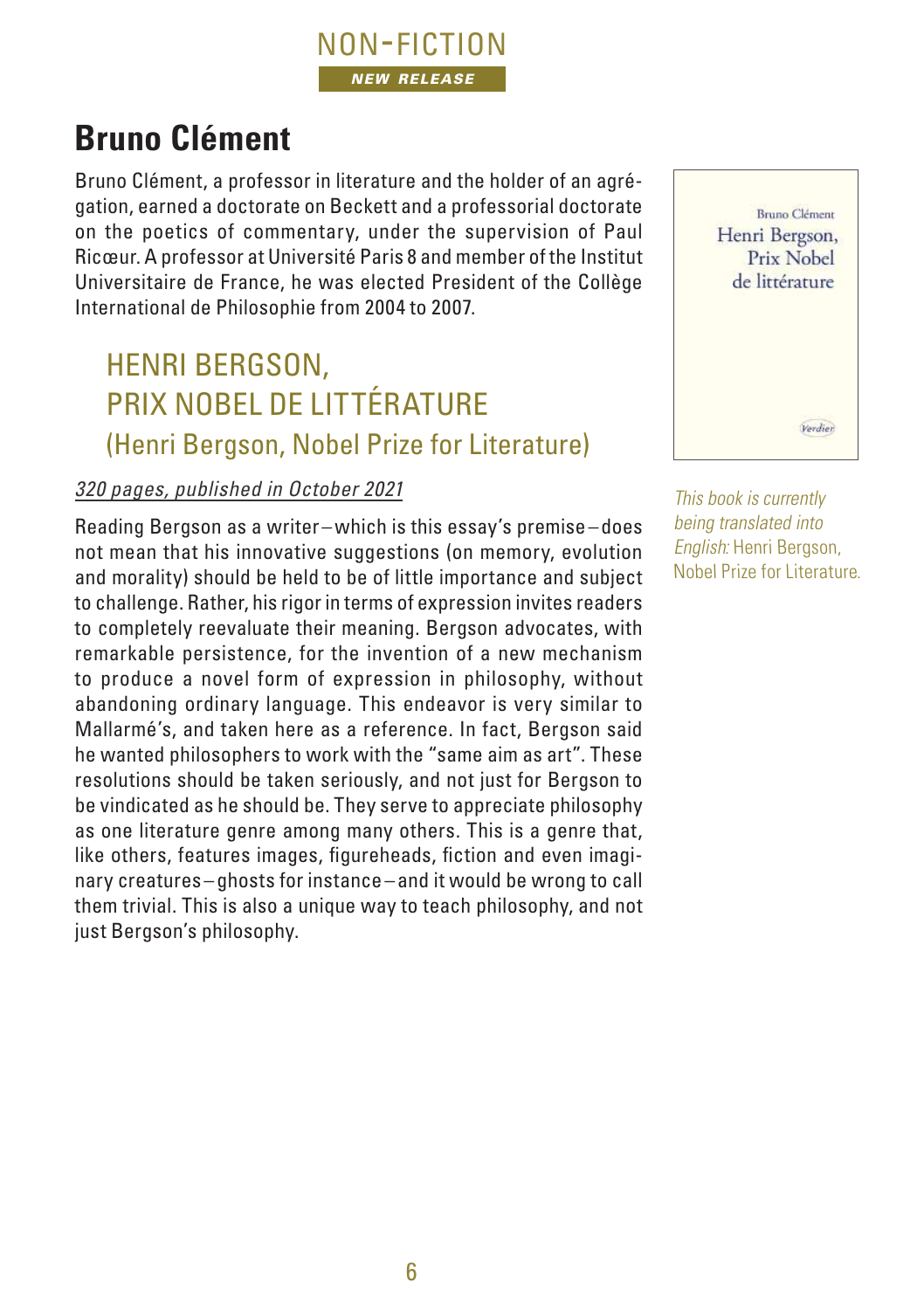NON-FICTION

***NEW RELEASE***

# Bruno Clément

Bruno Clément, a professor in literature and the holder of an agrégation, earned a doctorate on Beckett and a professorial doctorate on the poetics of commentary, under the supervision of Paul Ricœur. A professor at Université Paris 8 and member of the Institut Universitaire de France, he was elected President of the Collège International de Philosophie from 2004 to 2007.

## HENRI BERGSON, PRIX NOBEL DE LITTÉRATURE
### (Henri Bergson, Nobel Prize for Literature)

*320 pages, published in October 2021*

Reading Bergson as a writer – which is this essay's premise – does not mean that his innovative suggestions (on memory, evolution and morality) should be held to be of little importance and subject to challenge. Rather, his rigor in terms of expression invites readers to completely reevaluate their meaning. Bergson advocates, with remarkable persistence, for the invention of a new mechanism to produce a novel form of expression in philosophy, without abandoning ordinary language. This endeavor is very similar to Mallarmé's, and taken here as a reference. In fact, Bergson said he wanted philosophers to work with the "same aim as art". These resolutions should be taken seriously, and not just for Bergson to be vindicated as he should be. They serve to appreciate philosophy as one literature genre among many others. This is a genre that, like others, features images, figureheads, fiction and even imaginary creatures – ghosts for instance – and it would be wrong to call them trivial. This is also a unique way to teach philosophy, and not just Bergson's philosophy.

Bruno Clément
Henri Bergson,
Prix Nobel
de littérature

Verdier

*This book is currently being translated into English:* Henri Bergson, Nobel Prize for Literature.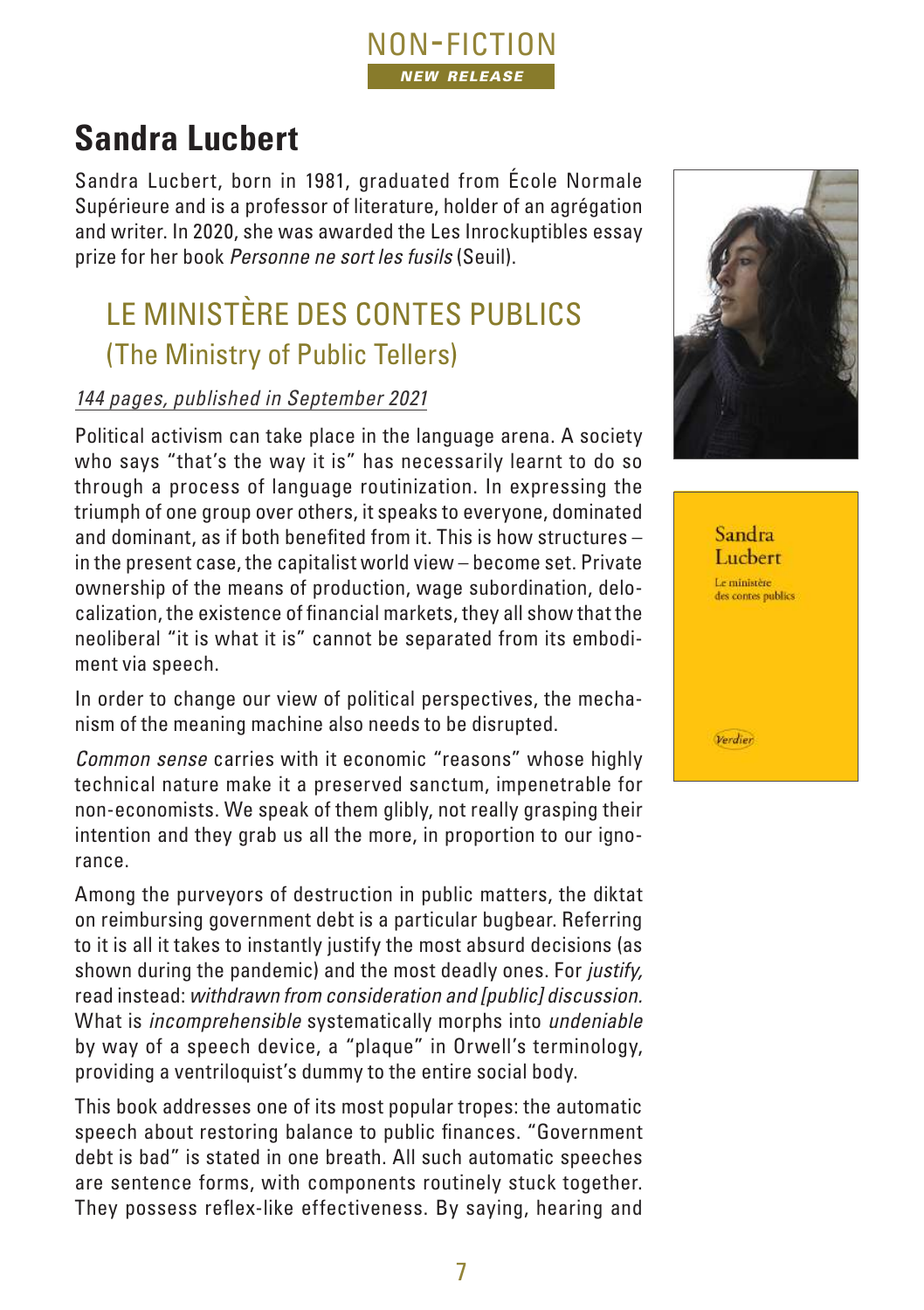NON-FICTION

***NEW RELEASE***

# Sandra Lucbert

Sandra Lucbert, born in 1981, graduated from École Normale Supérieure and is a professor of literature, holder of an agrégation and writer. In 2020, she was awarded the Les Inrockuptibles essay prize for her book *Personne ne sort les fusils* (Seuil).

## LE MINISTÈRE DES CONTES PUBLICS
## (The Ministry of Public Tellers)

*144 pages, published in September 2021*

Political activism can take place in the language arena. A society who says "that's the way it is" has necessarily learnt to do so through a process of language routinization. In expressing the triumph of one group over others, it speaks to everyone, dominated and dominant, as if both benefited from it. This is how structures – in the present case, the capitalist world view – become set. Private ownership of the means of production, wage subordination, delocalization, the existence of financial markets, they all show that the neoliberal "it is what it is" cannot be separated from its embodiment via speech.

In order to change our view of political perspectives, the mechanism of the meaning machine also needs to be disrupted.

*Common sense* carries with it economic "reasons" whose highly technical nature make it a preserved sanctum, impenetrable for non-economists. We speak of them glibly, not really grasping their intention and they grab us all the more, in proportion to our ignorance.

Among the purveyors of destruction in public matters, the diktat on reimbursing government debt is a particular bugbear. Referring to it is all it takes to instantly justify the most absurd decisions (as shown during the pandemic) and the most deadly ones. For *justify,* read instead: *withdrawn from consideration and [public] discussion.* What is *incomprehensible* systematically morphs into *undeniable* by way of a speech device, a "plaque" in Orwell's terminology, providing a ventriloquist's dummy to the entire social body.

This book addresses one of its most popular tropes: the automatic speech about restoring balance to public finances. "Government debt is bad" is stated in one breath. All such automatic speeches are sentence forms, with components routinely stuck together. They possess reflex-like effectiveness. By saying, hearing and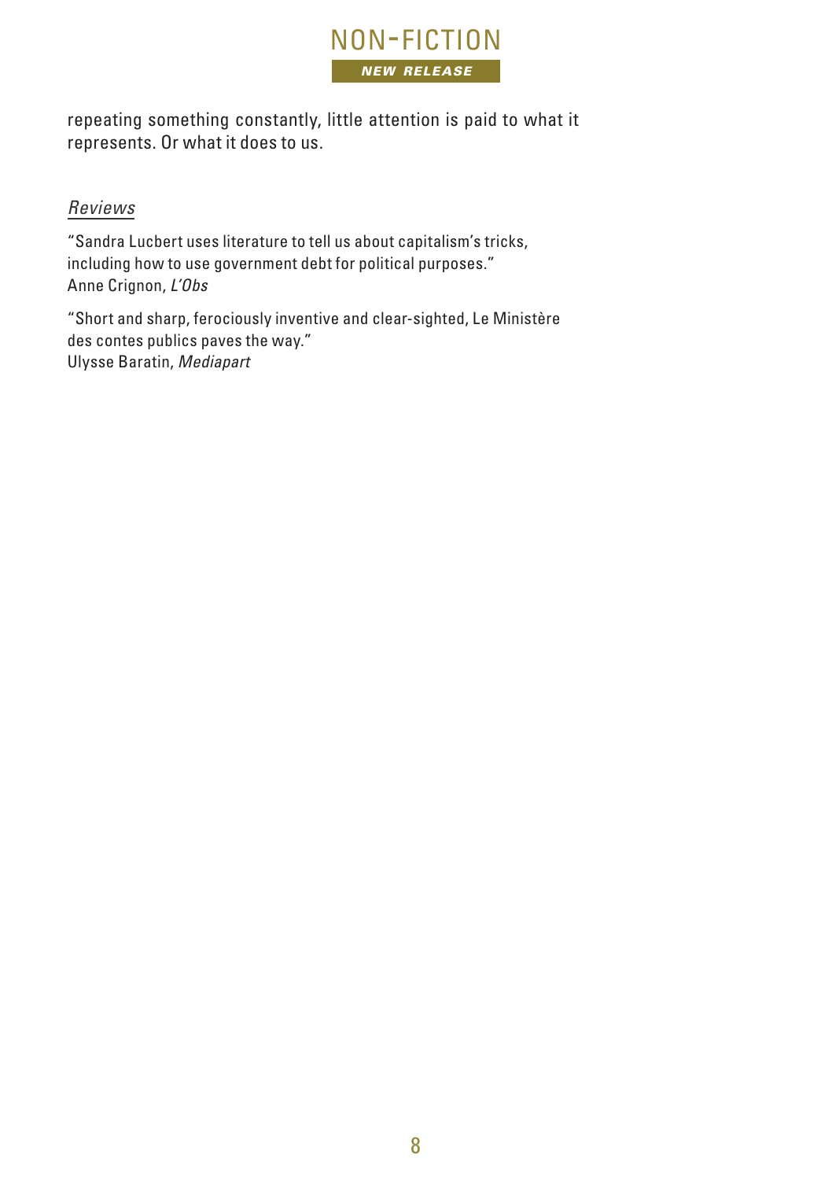repeating something constantly, little attention is paid to what it represents. Or what it does to us.

*Reviews*

"Sandra Lucbert uses literature to tell us about capitalism's tricks, including how to use government debt for political purposes."
Anne Crignon, *L'Obs*

"Short and sharp, ferociously inventive and clear-sighted, Le Ministère des contes publics paves the way."
Ulysse Baratin, *Mediapart*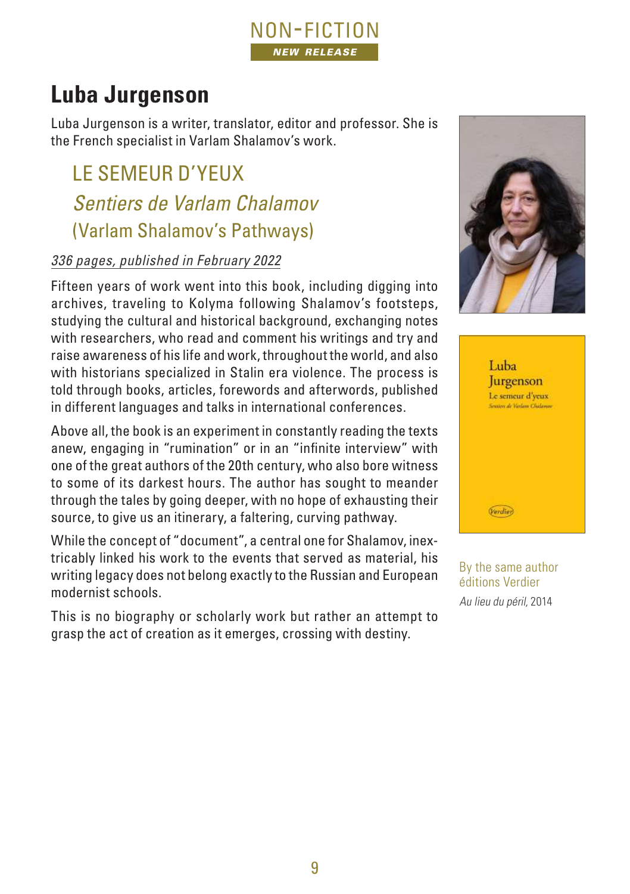NON-FICTION

***NEW RELEASE***

# Luba Jurgenson

Luba Jurgenson is a writer, translator, editor and professor. She is the French specialist in Varlam Shalamov's work.

## LE SEMEUR D'YEUX

## *Sentiers de Varlam Chalamov*

## (Varlam Shalamov's Pathways)

*336 pages, published in February 2022*

Fifteen years of work went into this book, including digging into archives, traveling to Kolyma following Shalamov's footsteps, studying the cultural and historical background, exchanging notes with researchers, who read and comment his writings and try and raise awareness of his life and work, throughout the world, and also with historians specialized in Stalin era violence. The process is told through books, articles, forewords and afterwords, published in different languages and talks in international conferences.

Above all, the book is an experiment in constantly reading the texts anew, engaging in "rumination" or in an "infinite interview" with one of the great authors of the 20th century, who also bore witness to some of its darkest hours. The author has sought to meander through the tales by going deeper, with no hope of exhausting their source, to give us an itinerary, a faltering, curving pathway.

While the concept of "document", a central one for Shalamov, inextricably linked his work to the events that served as material, his writing legacy does not belong exactly to the Russian and European modernist schools.

This is no biography or scholarly work but rather an attempt to grasp the act of creation as it emerges, crossing with destiny.

By the same author
éditions Verdier

*Au lieu du péril,* 2014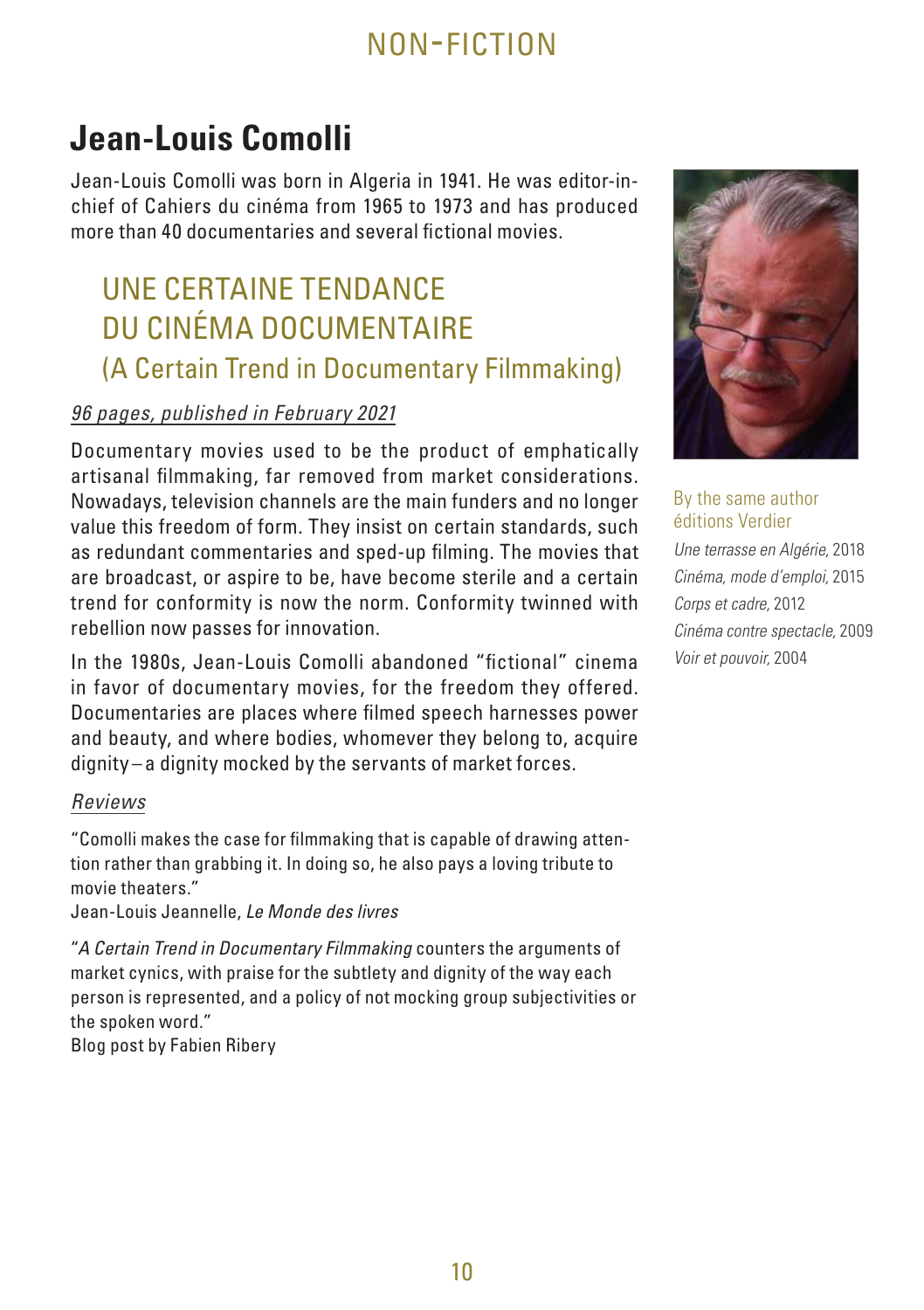NON-FICTION

# Jean-Louis Comolli

Jean-Louis Comolli was born in Algeria in 1941. He was editor-in-chief of Cahiers du cinéma from 1965 to 1973 and has produced more than 40 documentaries and several fictional movies.

## UNE CERTAINE TENDANCE DU CINÉMA DOCUMENTAIRE
### (A Certain Trend in Documentary Filmmaking)

*96 pages, published in February 2021*

Documentary movies used to be the product of emphatically artisanal filmmaking, far removed from market considerations. Nowadays, television channels are the main funders and no longer value this freedom of form. They insist on certain standards, such as redundant commentaries and sped-up filming. The movies that are broadcast, or aspire to be, have become sterile and a certain trend for conformity is now the norm. Conformity twinned with rebellion now passes for innovation.

In the 1980s, Jean-Louis Comolli abandoned "fictional" cinema in favor of documentary movies, for the freedom they offered. Documentaries are places where filmed speech harnesses power and beauty, and where bodies, whomever they belong to, acquire dignity – a dignity mocked by the servants of market forces.

*Reviews*

"Comolli makes the case for filmmaking that is capable of drawing attention rather than grabbing it. In doing so, he also pays a loving tribute to movie theaters."
Jean-Louis Jeannelle, *Le Monde des livres*

"*A Certain Trend in Documentary Filmmaking* counters the arguments of market cynics, with praise for the subtlety and dignity of the way each person is represented, and a policy of not mocking group subjectivities or the spoken word."
Blog post by Fabien Ribery

By the same author
éditions Verdier

*Une terrasse en Algérie*, 2018
*Cinéma, mode d'emploi*, 2015
*Corps et cadre*, 2012
*Cinéma contre spectacle*, 2009
*Voir et pouvoir*, 2004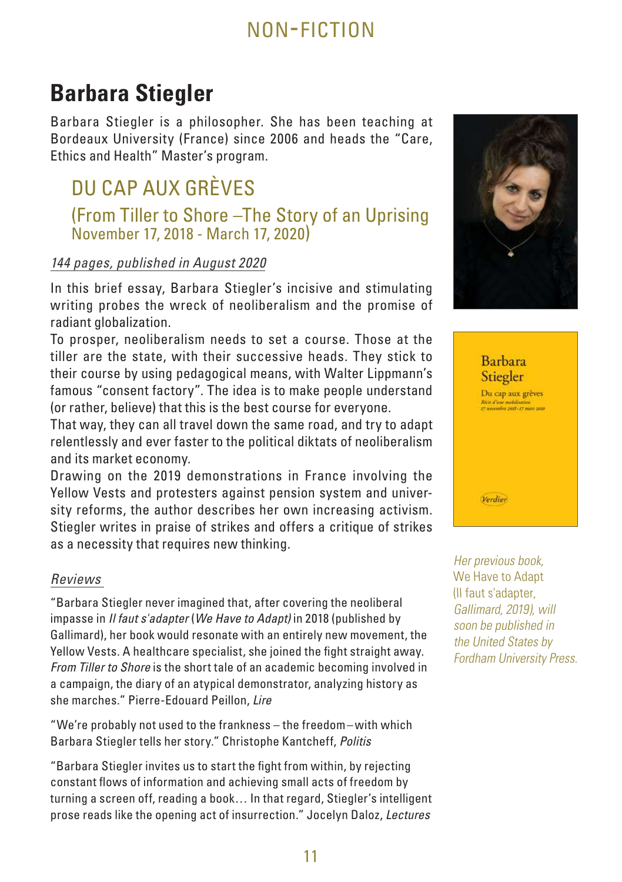# NON-FICTION

## Barbara Stiegler

Barbara Stiegler is a philosopher. She has been teaching at Bordeaux University (France) since 2006 and heads the "Care, Ethics and Health" Master's program.

### DU CAP AUX GRÈVES

(From Tiller to Shore –The Story of an Uprising November 17, 2018 - March 17, 2020)

*144 pages, published in August 2020*

In this brief essay, Barbara Stiegler's incisive and stimulating writing probes the wreck of neoliberalism and the promise of radiant globalization.

To prosper, neoliberalism needs to set a course. Those at the tiller are the state, with their successive heads. They stick to their course by using pedagogical means, with Walter Lippmann's famous "consent factory". The idea is to make people understand (or rather, believe) that this is the best course for everyone.

That way, they can all travel down the same road, and try to adapt relentlessly and ever faster to the political diktats of neoliberalism and its market economy.

Drawing on the 2019 demonstrations in France involving the Yellow Vests and protesters against pension system and university reforms, the author describes her own increasing activism. Stiegler writes in praise of strikes and offers a critique of strikes as a necessity that requires new thinking.

*Reviews*

"Barbara Stiegler never imagined that, after covering the neoliberal impasse in *Il faut s'adapter* (*We Have to Adapt)* in 2018 (published by Gallimard), her book would resonate with an entirely new movement, the Yellow Vests. A healthcare specialist, she joined the fight straight away. *From Tiller to Shore* is the short tale of an academic becoming involved in a campaign, the diary of an atypical demonstrator, analyzing history as she marches." Pierre-Edouard Peillon, *Lire*

"We're probably not used to the frankness – the freedom – with which Barbara Stiegler tells her story." Christophe Kantcheff, *Politis*

"Barbara Stiegler invites us to start the fight from within, by rejecting constant flows of information and achieving small acts of freedom by turning a screen off, reading a book… In that regard, Stiegler's intelligent prose reads like the opening act of insurrection." Jocelyn Daloz, *Lectures*

*Her previous book,* We Have to Adapt (Il faut s'adapter, *Gallimard, 2019), will soon be published in the United States by Fordham University Press.*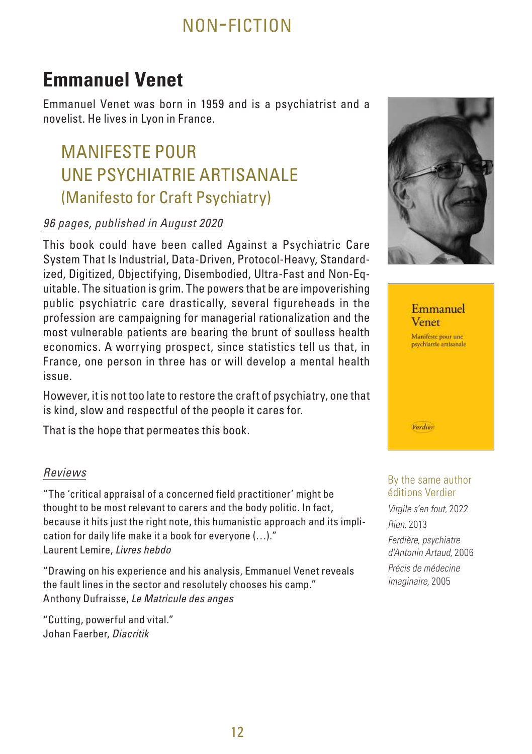NON-FICTION

# Emmanuel Venet

Emmanuel Venet was born in 1959 and is a psychiatrist and a novelist. He lives in Lyon in France.

## MANIFESTE POUR UNE PSYCHIATRIE ARTISANALE (Manifesto for Craft Psychiatry)

*96 pages, published in August 2020*

This book could have been called Against a Psychiatric Care System That Is Industrial, Data-Driven, Protocol-Heavy, Standardized, Digitized, Objectifying, Disembodied, Ultra-Fast and Non-Equitable. The situation is grim. The powers that be are impoverishing public psychiatric care drastically, several figureheads in the profession are campaigning for managerial rationalization and the most vulnerable patients are bearing the brunt of soulless health economics. A worrying prospect, since statistics tell us that, in France, one person in three has or will develop a mental health issue.

However, it is not too late to restore the craft of psychiatry, one that is kind, slow and respectful of the people it cares for.

That is the hope that permeates this book.

### *Reviews*

"The 'critical appraisal of a concerned field practitioner' might be thought to be most relevant to carers and the body politic. In fact, because it hits just the right note, this humanistic approach and its implication for daily life make it a book for everyone (…)."
Laurent Lemire, *Livres hebdo*

"Drawing on his experience and his analysis, Emmanuel Venet reveals the fault lines in the sector and resolutely chooses his camp."
Anthony Dufraisse, *Le Matricule des anges*

"Cutting, powerful and vital."
Johan Faerber, *Diacritik*

Emmanuel Venet
Manifeste pour une psychiatrie artisanale
Verdier

By the same author
éditions Verdier

*Virgile s'en fout*, 2022
*Rien*, 2013
*Ferdière, psychiatre d'Antonin Artaud*, 2006
*Précis de médecine imaginaire*, 2005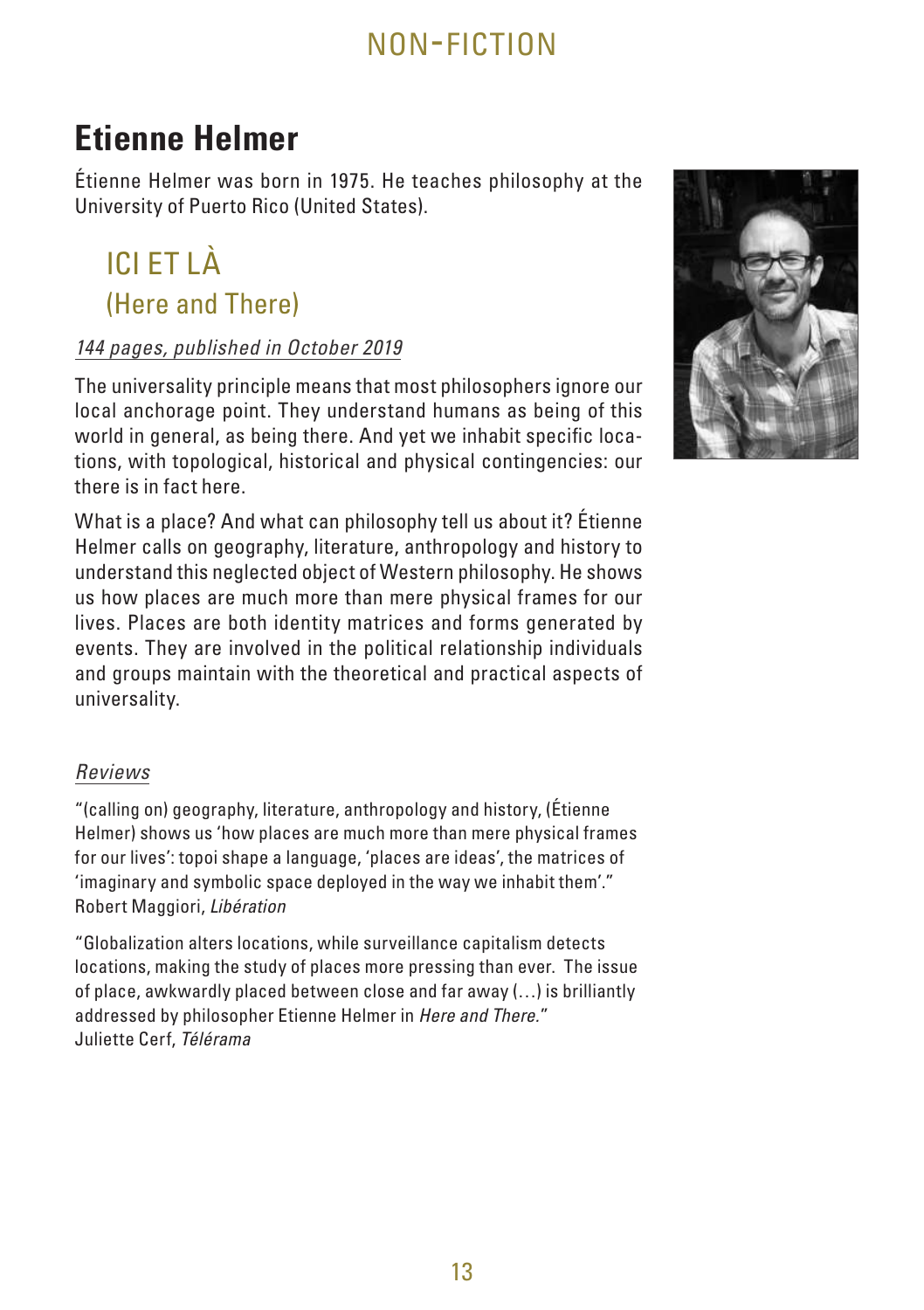NON-FICTION

# Etienne Helmer

Étienne Helmer was born in 1975. He teaches philosophy at the University of Puerto Rico (United States).

## ICI ET LÀ
## (Here and There)

*144 pages, published in October 2019*

The universality principle means that most philosophers ignore our local anchorage point. They understand humans as being of this world in general, as being there. And yet we inhabit specific locations, with topological, historical and physical contingencies: our there is in fact here.

What is a place? And what can philosophy tell us about it? Étienne Helmer calls on geography, literature, anthropology and history to understand this neglected object of Western philosophy. He shows us how places are much more than mere physical frames for our lives. Places are both identity matrices and forms generated by events. They are involved in the political relationship individuals and groups maintain with the theoretical and practical aspects of universality.

*Reviews*

"(calling on) geography, literature, anthropology and history, (Étienne Helmer) shows us 'how places are much more than mere physical frames for our lives': topoi shape a language, 'places are ideas', the matrices of 'imaginary and symbolic space deployed in the way we inhabit them'."
Robert Maggiori, *Libération*

"Globalization alters locations, while surveillance capitalism detects locations, making the study of places more pressing than ever. The issue of place, awkwardly placed between close and far away (…) is brilliantly addressed by philosopher Etienne Helmer in *Here and There.*"
Juliette Cerf, *Télérama*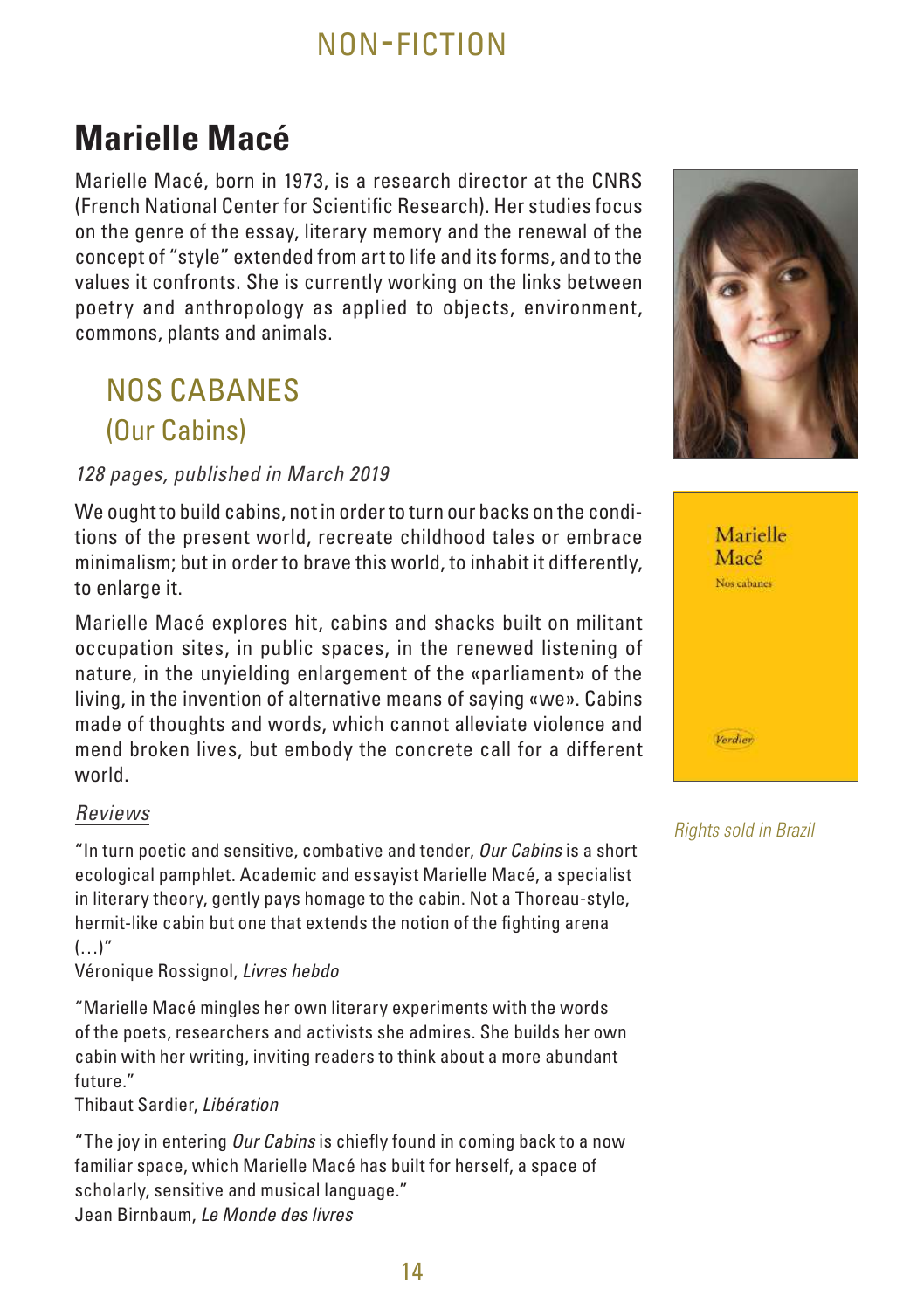# Marielle Macé

Marielle Macé, born in 1973, is a research director at the CNRS (French National Center for Scientific Research). Her studies focus on the genre of the essay, literary memory and the renewal of the concept of "style" extended from art to life and its forms, and to the values it confronts. She is currently working on the links between poetry and anthropology as applied to objects, environment, commons, plants and animals.

## NOS CABANES
## (Our Cabins)

*128 pages, published in March 2019*

We ought to build cabins, not in order to turn our backs on the conditions of the present world, recreate childhood tales or embrace minimalism; but in order to brave this world, to inhabit it differently, to enlarge it.

Marielle Macé explores hit, cabins and shacks built on militant occupation sites, in public spaces, in the renewed listening of nature, in the unyielding enlargement of the «parliament» of the living, in the invention of alternative means of saying «we». Cabins made of thoughts and words, which cannot alleviate violence and mend broken lives, but embody the concrete call for a different world.

*Rights sold in Brazil*

*Reviews*

"In turn poetic and sensitive, combative and tender, *Our Cabins* is a short ecological pamphlet. Academic and essayist Marielle Macé, a specialist in literary theory, gently pays homage to the cabin. Not a Thoreau-style, hermit-like cabin but one that extends the notion of the fighting arena (…)"
Véronique Rossignol, *Livres hebdo*

"Marielle Macé mingles her own literary experiments with the words of the poets, researchers and activists she admires. She builds her own cabin with her writing, inviting readers to think about a more abundant future."
Thibaut Sardier, *Libération*

"The joy in entering *Our Cabins* is chiefly found in coming back to a now familiar space, which Marielle Macé has built for herself, a space of scholarly, sensitive and musical language."
Jean Birnbaum, *Le Monde des livres*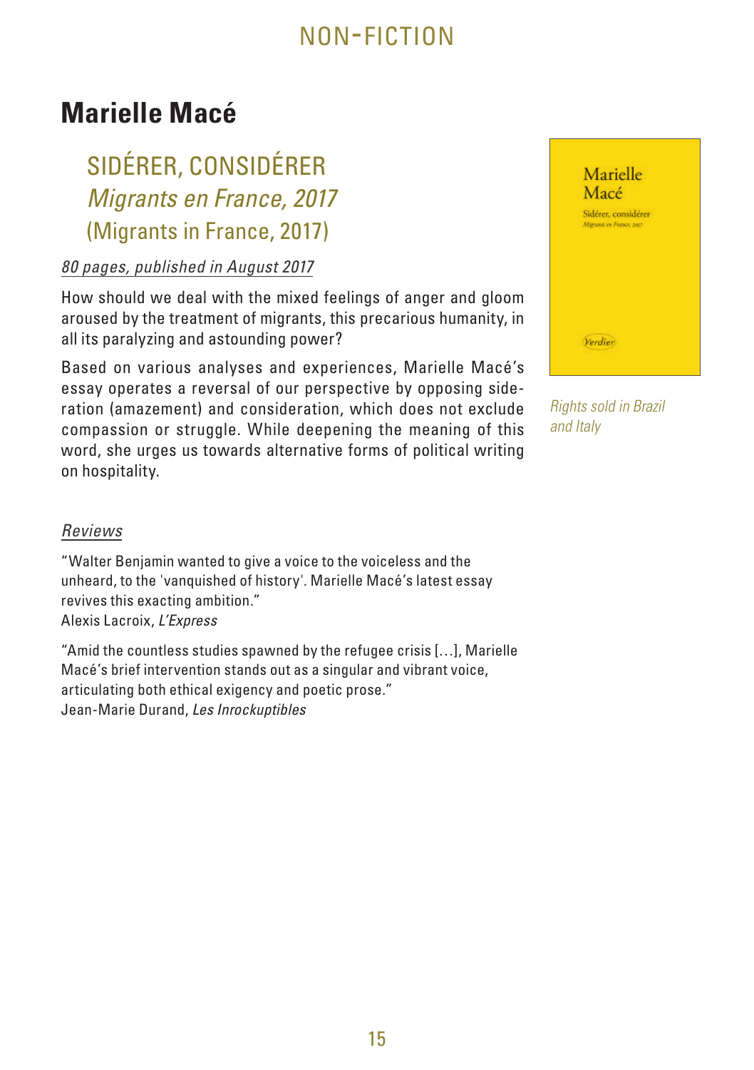NON-FICTION

# Marielle Macé

## SIDÉRER, CONSIDÉRER
## *Migrants en France, 2017*
## (Migrants in France, 2017)

*80 pages, published in August 2017*

How should we deal with the mixed feelings of anger and gloom aroused by the treatment of migrants, this precarious humanity, in all its paralyzing and astounding power?

Based on various analyses and experiences, Marielle Macé's essay operates a reversal of our perspective by opposing sideration (amazement) and consideration, which does not exclude compassion or struggle. While deepening the meaning of this word, she urges us towards alternative forms of political writing on hospitality.

*Rights sold in Brazil and Italy*

### *Reviews*

"Walter Benjamin wanted to give a voice to the voiceless and the unheard, to the 'vanquished of history'. Marielle Macé's latest essay revives this exacting ambition."
Alexis Lacroix, *L'Express*

"Amid the countless studies spawned by the refugee crisis […], Marielle Macé's brief intervention stands out as a singular and vibrant voice, articulating both ethical exigency and poetic prose."
Jean-Marie Durand, *Les Inrockuptibles*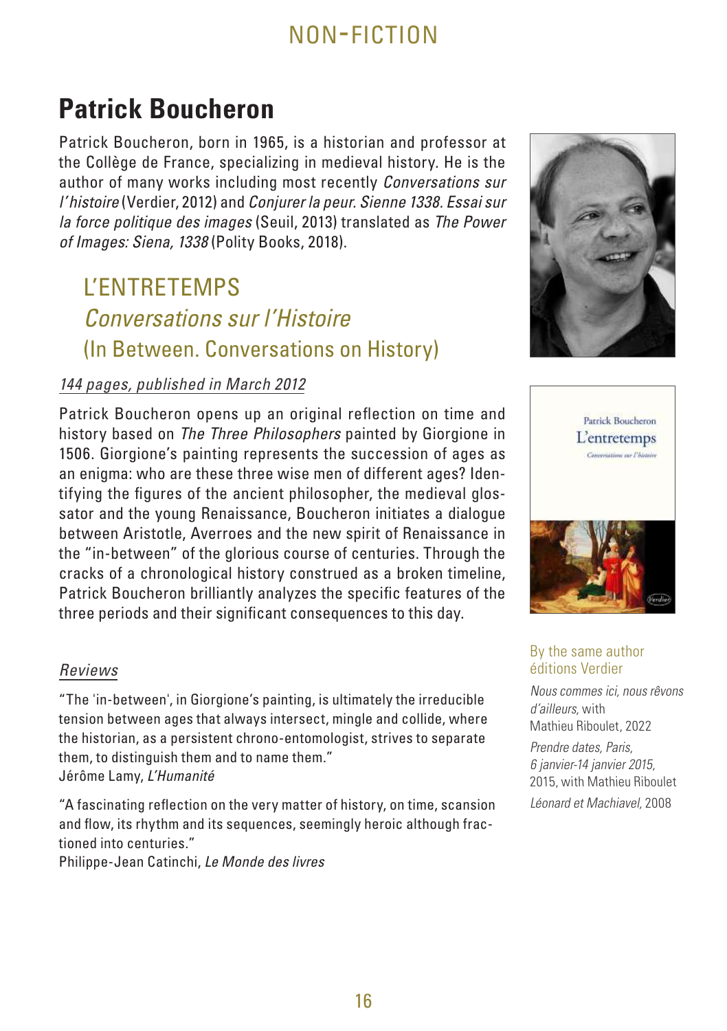# Patrick Boucheron

Patrick Boucheron, born in 1965, is a historian and professor at the Collège de France, specializing in medieval history. He is the author of many works including most recently *Conversations sur l'histoire* (Verdier, 2012) and *Conjurer la peur. Sienne 1338. Essai sur la force politique des images* (Seuil, 2013) translated as *The Power of Images: Siena, 1338* (Polity Books, 2018).

## L'ENTRETEMPS
## *Conversations sur l'Histoire*
## (In Between. Conversations on History)

*144 pages, published in March 2012*

Patrick Boucheron opens up an original reflection on time and history based on *The Three Philosophers* painted by Giorgione in 1506. Giorgione's painting represents the succession of ages as an enigma: who are these three wise men of different ages? Identifying the figures of the ancient philosopher, the medieval glossator and the young Renaissance, Boucheron initiates a dialogue between Aristotle, Averroes and the new spirit of Renaissance in the "in-between" of the glorious course of centuries. Through the cracks of a chronological history construed as a broken timeline, Patrick Boucheron brilliantly analyzes the specific features of the three periods and their significant consequences to this day.

### *Reviews*

"The 'in-between', in Giorgione's painting, is ultimately the irreducible tension between ages that always intersect, mingle and collide, where the historian, as a persistent chrono-entomologist, strives to separate them, to distinguish them and to name them."
Jérôme Lamy, *L'Humanité*

"A fascinating reflection on the very matter of history, on time, scansion and flow, its rhythm and its sequences, seemingly heroic although fractioned into centuries."
Philippe-Jean Catinchi, *Le Monde des livres*

### By the same author éditions Verdier

*Nous commes ici, nous rêvons d'ailleurs,* with Mathieu Riboulet, 2022

*Prendre dates, Paris, 6 janvier-14 janvier 2015,* 2015, with Mathieu Riboulet

*Léonard et Machiavel,* 2008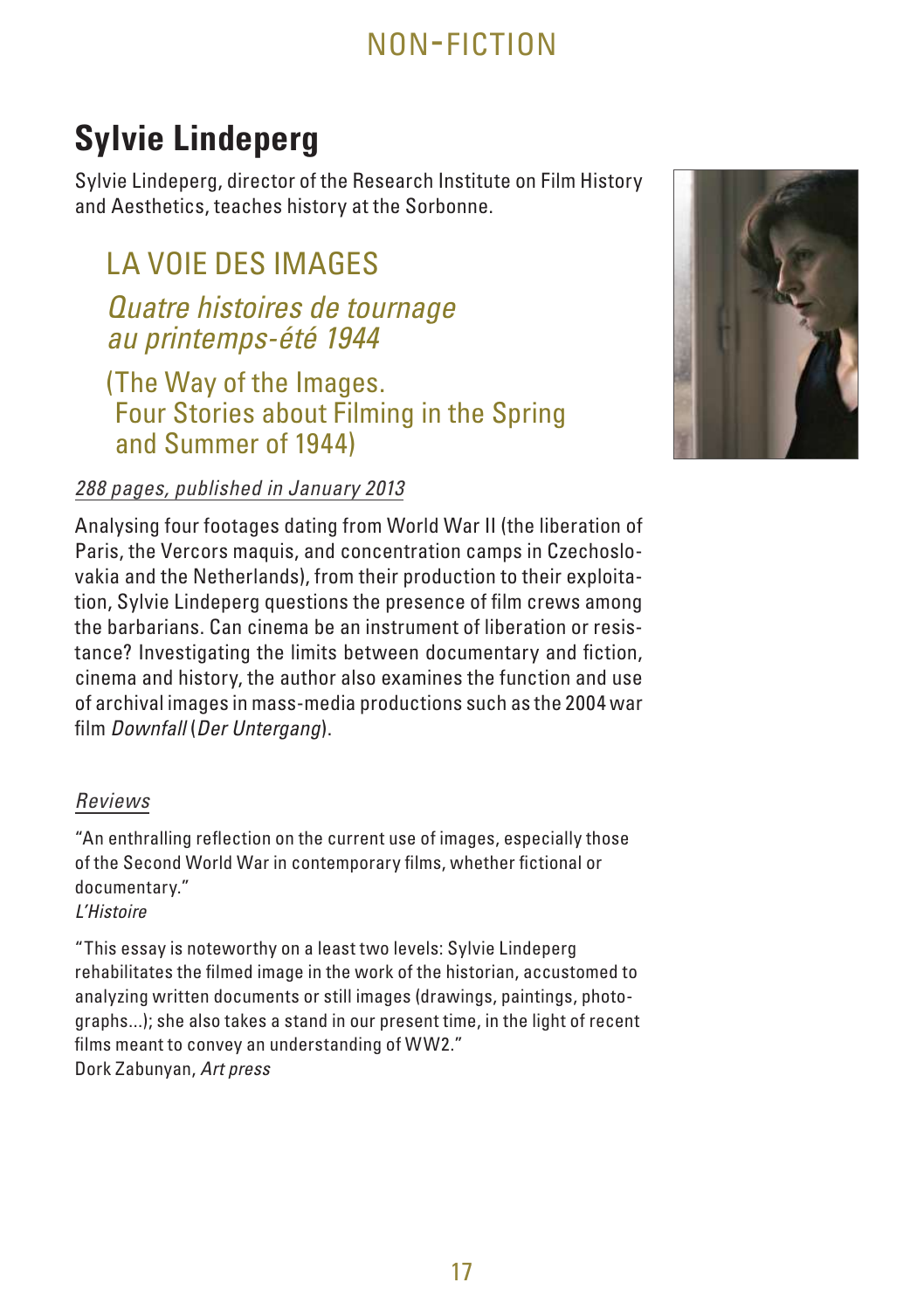# Sylvie Lindeperg

Sylvie Lindeperg, director of the Research Institute on Film History and Aesthetics, teaches history at the Sorbonne.

## LA VOIE DES IMAGES

### *Quatre histoires de tournage au printemps-été 1944*

### (The Way of the Images. Four Stories about Filming in the Spring and Summer of 1944)

*288 pages, published in January 2013*

Analysing four footages dating from World War II (the liberation of Paris, the Vercors maquis, and concentration camps in Czechoslovakia and the Netherlands), from their production to their exploitation, Sylvie Lindeperg questions the presence of film crews among the barbarians. Can cinema be an instrument of liberation or resistance? Investigating the limits between documentary and fiction, cinema and history, the author also examines the function and use of archival images in mass-media productions such as the 2004 war film *Downfall* (*Der Untergang*).

*Reviews*

"An enthralling reflection on the current use of images, especially those of the Second World War in contemporary films, whether fictional or documentary."
*L'Histoire*

"This essay is noteworthy on a least two levels: Sylvie Lindeperg rehabilitates the filmed image in the work of the historian, accustomed to analyzing written documents or still images (drawings, paintings, photographs...); she also takes a stand in our present time, in the light of recent films meant to convey an understanding of WW2."
Dork Zabunyan, *Art press*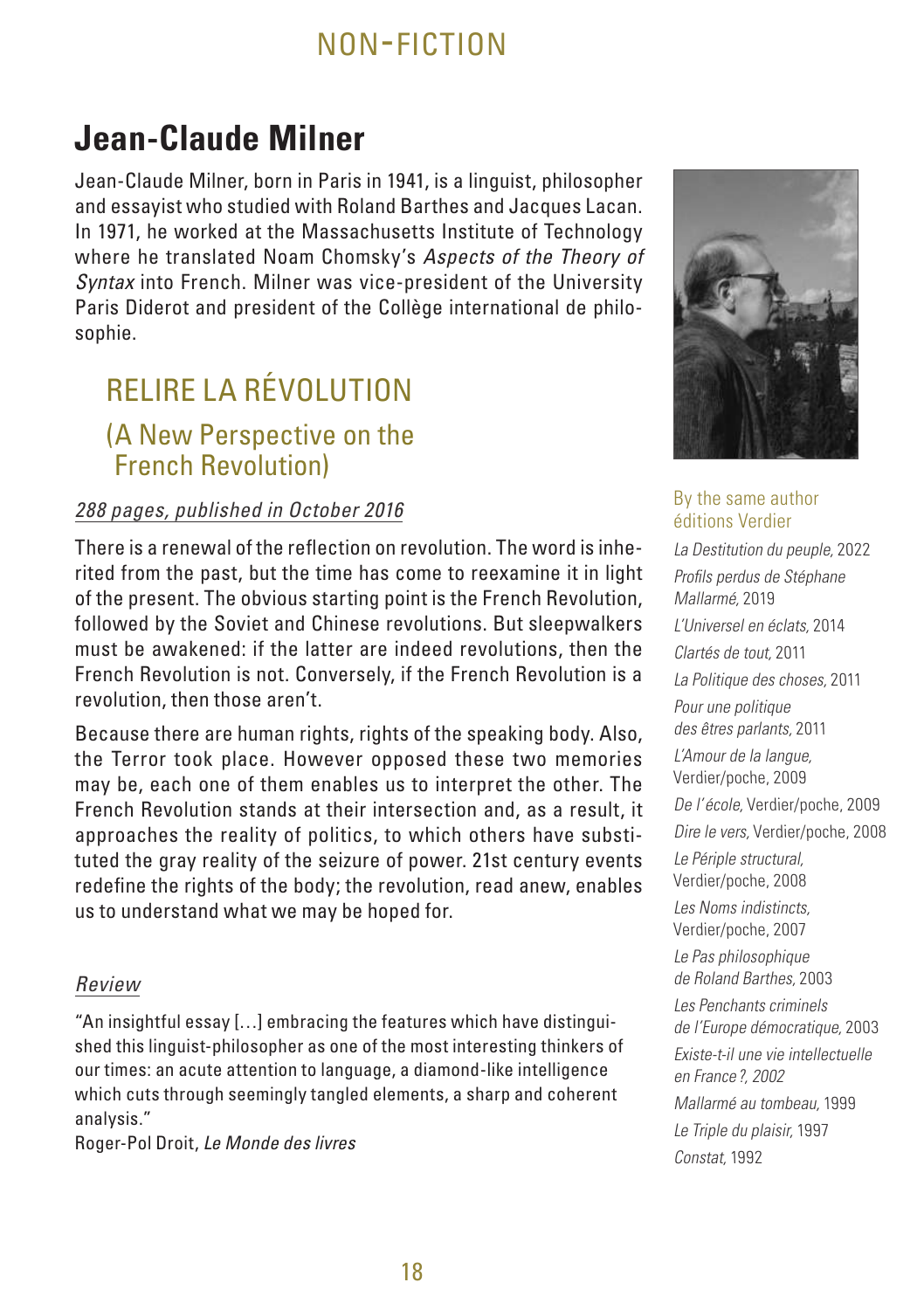NON-FICTION

# Jean-Claude Milner

Jean-Claude Milner, born in Paris in 1941, is a linguist, philosopher and essayist who studied with Roland Barthes and Jacques Lacan. In 1971, he worked at the Massachusetts Institute of Technology where he translated Noam Chomsky's *Aspects of the Theory of Syntax* into French. Milner was vice-president of the University Paris Diderot and president of the Collège international de philosophie.

## RELIRE LA RÉVOLUTION

### (A New Perspective on the French Revolution)

*288 pages, published in October 2016*

There is a renewal of the reflection on revolution. The word is inherited from the past, but the time has come to reexamine it in light of the present. The obvious starting point is the French Revolution, followed by the Soviet and Chinese revolutions. But sleepwalkers must be awakened: if the latter are indeed revolutions, then the French Revolution is not. Conversely, if the French Revolution is a revolution, then those aren't.

Because there are human rights, rights of the speaking body. Also, the Terror took place. However opposed these two memories may be, each one of them enables us to interpret the other. The French Revolution stands at their intersection and, as a result, it approaches the reality of politics, to which others have substituted the gray reality of the seizure of power. 21st century events redefine the rights of the body; the revolution, read anew, enables us to understand what we may be hoped for.

*Review*

"An insightful essay […] embracing the features which have distinguished this linguist-philosopher as one of the most interesting thinkers of our times: an acute attention to language, a diamond-like intelligence which cuts through seemingly tangled elements, a sharp and coherent analysis."
Roger-Pol Droit, *Le Monde des livres*

By the same author
éditions Verdier

*La Destitution du peuple,* 2022
*Profils perdus de Stéphane Mallarmé,* 2019
*L'Universel en éclats,* 2014
*Clartés de tout,* 2011
*La Politique des choses,* 2011
*Pour une politique des êtres parlants,* 2011
*L'Amour de la langue,* Verdier/poche, 2009
*De l'école,* Verdier/poche, 2009
*Dire le vers,* Verdier/poche, 2008
*Le Périple structural,* Verdier/poche, 2008
*Les Noms indistincts,* Verdier/poche, 2007
*Le Pas philosophique de Roland Barthes,* 2003
*Les Penchants criminels de l'Europe démocratique,* 2003
*Existe-t-il une vie intellectuelle en France ?, 2002*
*Mallarmé au tombeau,* 1999
*Le Triple du plaisir,* 1997
*Constat,* 1992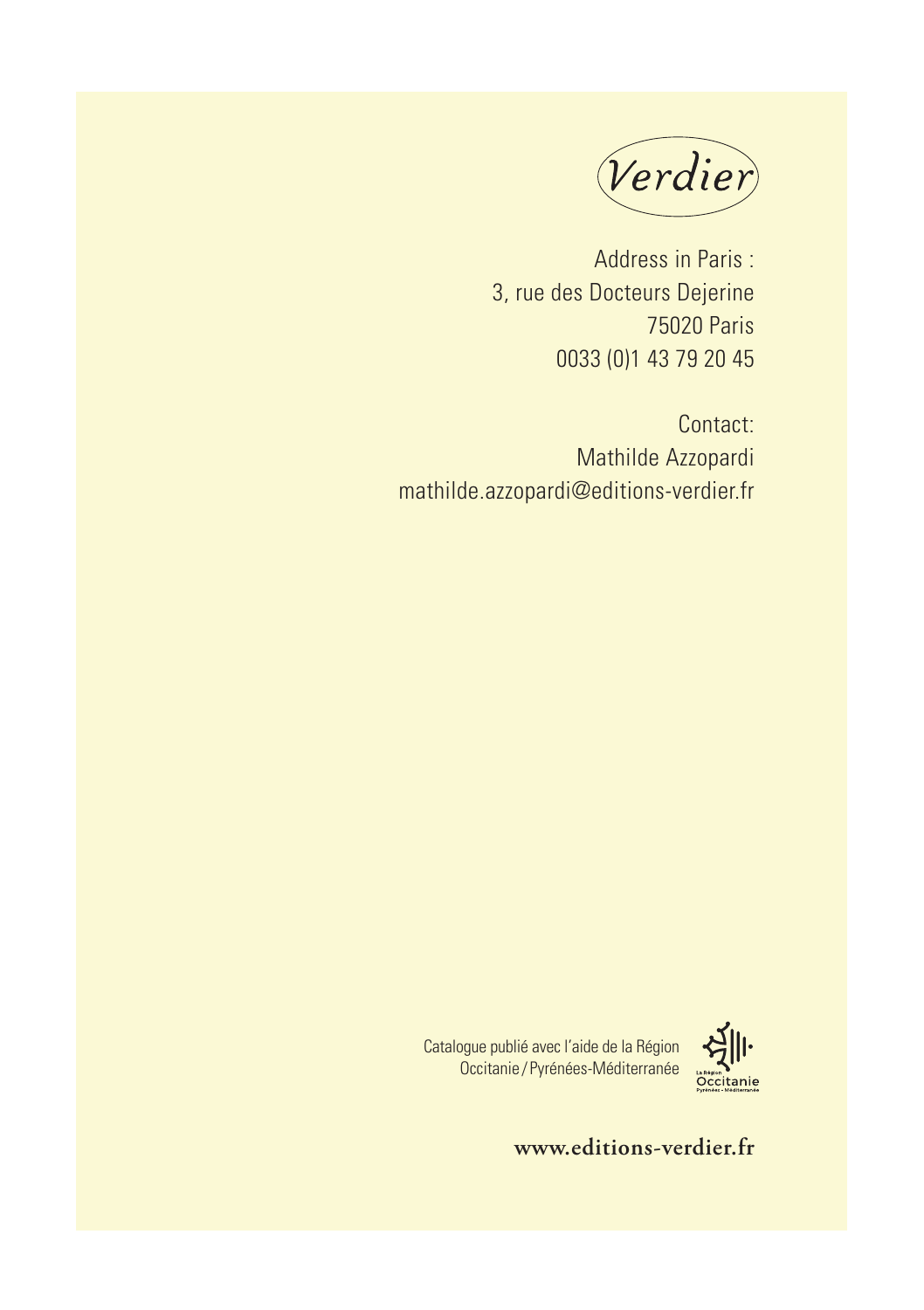Verdier

Address in Paris :
3, rue des Docteurs Dejerine
75020 Paris
0033 (0)1 43 79 20 45

Contact:
Mathilde Azzopardi
mathilde.azzopardi@editions-verdier.fr

Catalogue publié avec l'aide de la Région
Occitanie / Pyrénées-Méditerranée

La Région
Occitanie
Pyrénées - Méditerranée

**www.editions-verdier.fr**